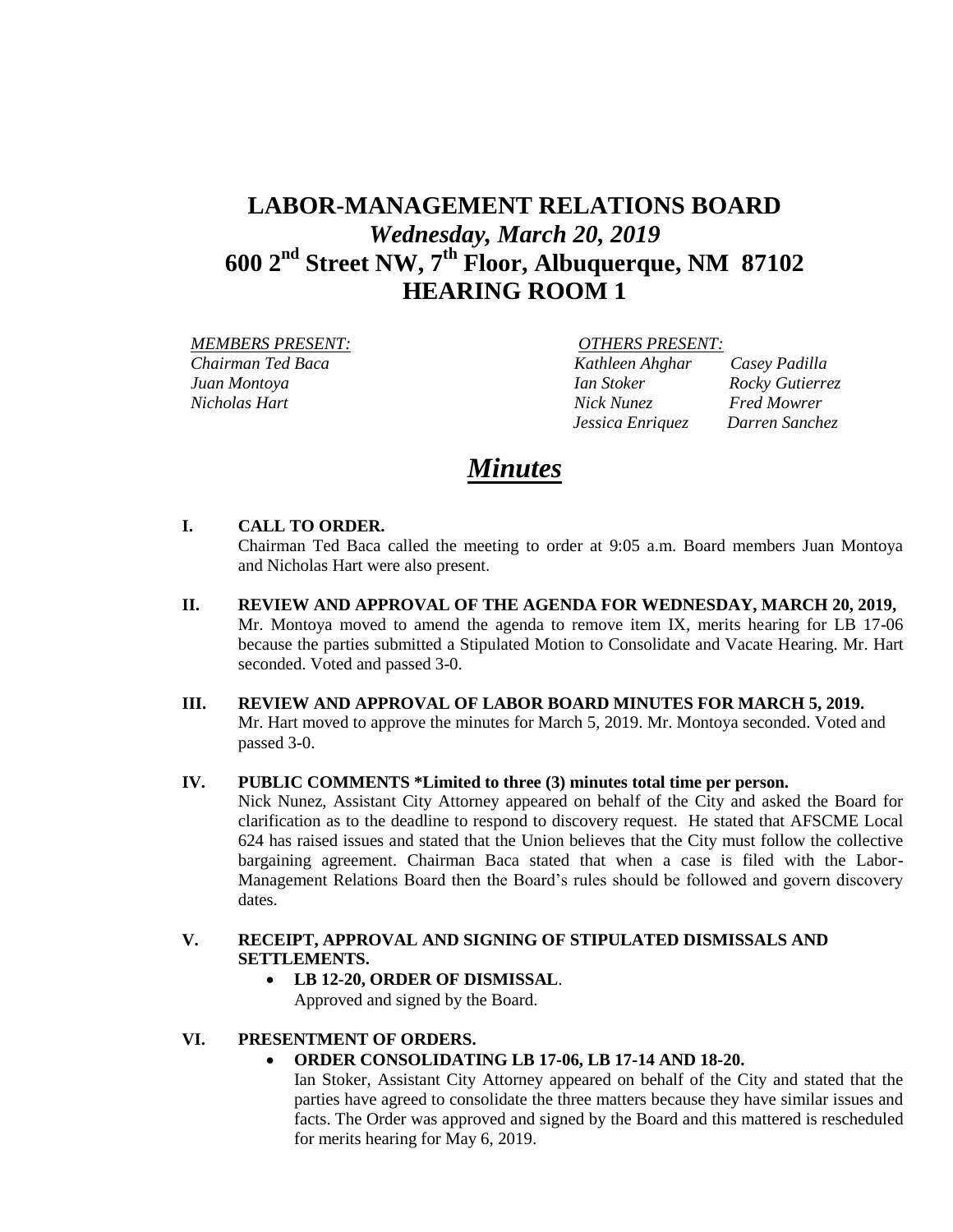# LABOR-MANAGEMENT RELATIONS BOARD
## *Wednesday, March 20, 2019*
## 600 2nd Street NW, 7th Floor, Albuquerque, NM 87102
## HEARING ROOM 1

| *MEMBERS PRESENT:* | *OTHERS PRESENT:* | |
|---|---|---|
| *Chairman Ted Baca* | *Kathleen Ahghar* | *Casey Padilla* |
| *Juan Montoya* | *Ian Stoker* | *Rocky Gutierrez* |
| *Nicholas Hart* | *Nick Nunez* | *Fred Mowrer* |
| | *Jessica Enriquez* | *Darren Sanchez* |

# *Minutes*

**I. CALL TO ORDER.**

Chairman Ted Baca called the meeting to order at 9:05 a.m. Board members Juan Montoya and Nicholas Hart were also present.

**II. REVIEW AND APPROVAL OF THE AGENDA FOR WEDNESDAY, MARCH 20, 2019,**

Mr. Montoya moved to amend the agenda to remove item IX, merits hearing for LB 17-06 because the parties submitted a Stipulated Motion to Consolidate and Vacate Hearing. Mr. Hart seconded. Voted and passed 3-0.

**III. REVIEW AND APPROVAL OF LABOR BOARD MINUTES FOR MARCH 5, 2019.**

Mr. Hart moved to approve the minutes for March 5, 2019. Mr. Montoya seconded. Voted and passed 3-0.

**IV. PUBLIC COMMENTS *Limited to three (3) minutes total time per person.**

Nick Nunez, Assistant City Attorney appeared on behalf of the City and asked the Board for clarification as to the deadline to respond to discovery request. He stated that AFSCME Local 624 has raised issues and stated that the Union believes that the City must follow the collective bargaining agreement. Chairman Baca stated that when a case is filed with the Labor-Management Relations Board then the Board's rules should be followed and govern discovery dates.

**V. RECEIPT, APPROVAL AND SIGNING OF STIPULATED DISMISSALS AND SETTLEMENTS.**

- **LB 12-20, ORDER OF DISMISSAL**.
  Approved and signed by the Board.

**VI. PRESENTMENT OF ORDERS.**

- **ORDER CONSOLIDATING LB 17-06, LB 17-14 AND 18-20.**
  Ian Stoker, Assistant City Attorney appeared on behalf of the City and stated that the parties have agreed to consolidate the three matters because they have similar issues and facts. The Order was approved and signed by the Board and this mattered is rescheduled for merits hearing for May 6, 2019.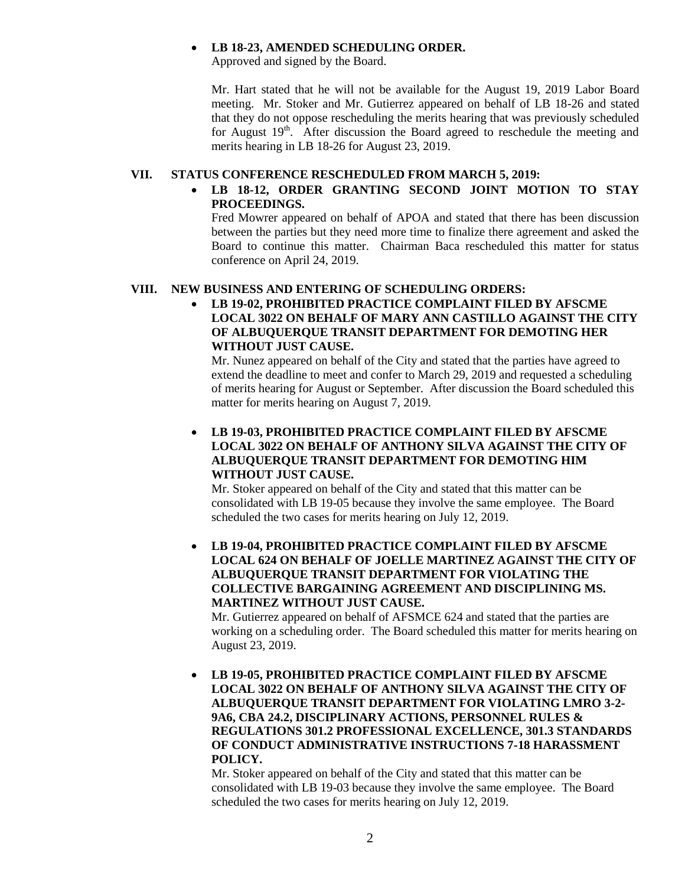- **LB 18-23, AMENDED SCHEDULING ORDER.**
  Approved and signed by the Board.

  Mr. Hart stated that he will not be available for the August 19, 2019 Labor Board meeting. Mr. Stoker and Mr. Gutierrez appeared on behalf of LB 18-26 and stated that they do not oppose rescheduling the merits hearing that was previously scheduled for August 19th. After discussion the Board agreed to reschedule the meeting and merits hearing in LB 18-26 for August 23, 2019.

## VII. STATUS CONFERENCE RESCHEDULED FROM MARCH 5, 2019:

- **LB 18-12, ORDER GRANTING SECOND JOINT MOTION TO STAY PROCEEDINGS.**
  Fred Mowrer appeared on behalf of APOA and stated that there has been discussion between the parties but they need more time to finalize there agreement and asked the Board to continue this matter. Chairman Baca rescheduled this matter for status conference on April 24, 2019.

## VIII. NEW BUSINESS AND ENTERING OF SCHEDULING ORDERS:

- **LB 19-02, PROHIBITED PRACTICE COMPLAINT FILED BY AFSCME LOCAL 3022 ON BEHALF OF MARY ANN CASTILLO AGAINST THE CITY OF ALBUQUERQUE TRANSIT DEPARTMENT FOR DEMOTING HER WITHOUT JUST CAUSE.**
  Mr. Nunez appeared on behalf of the City and stated that the parties have agreed to extend the deadline to meet and confer to March 29, 2019 and requested a scheduling of merits hearing for August or September. After discussion the Board scheduled this matter for merits hearing on August 7, 2019.

- **LB 19-03, PROHIBITED PRACTICE COMPLAINT FILED BY AFSCME LOCAL 3022 ON BEHALF OF ANTHONY SILVA AGAINST THE CITY OF ALBUQUERQUE TRANSIT DEPARTMENT FOR DEMOTING HIM WITHOUT JUST CAUSE.**
  Mr. Stoker appeared on behalf of the City and stated that this matter can be consolidated with LB 19-05 because they involve the same employee. The Board scheduled the two cases for merits hearing on July 12, 2019.

- **LB 19-04, PROHIBITED PRACTICE COMPLAINT FILED BY AFSCME LOCAL 624 ON BEHALF OF JOELLE MARTINEZ AGAINST THE CITY OF ALBUQUERQUE TRANSIT DEPARTMENT FOR VIOLATING THE COLLECTIVE BARGAINING AGREEMENT AND DISCIPLINING MS. MARTINEZ WITHOUT JUST CAUSE.**
  Mr. Gutierrez appeared on behalf of AFSMCE 624 and stated that the parties are working on a scheduling order. The Board scheduled this matter for merits hearing on August 23, 2019.

- **LB 19-05, PROHIBITED PRACTICE COMPLAINT FILED BY AFSCME LOCAL 3022 ON BEHALF OF ANTHONY SILVA AGAINST THE CITY OF ALBUQUERQUE TRANSIT DEPARTMENT FOR VIOLATING LMRO 3-2-9A6, CBA 24.2, DISCIPLINARY ACTIONS, PERSONNEL RULES & REGULATIONS 301.2 PROFESSIONAL EXCELLENCE, 301.3 STANDARDS OF CONDUCT ADMINISTRATIVE INSTRUCTIONS 7-18 HARASSMENT POLICY.**
  Mr. Stoker appeared on behalf of the City and stated that this matter can be consolidated with LB 19-03 because they involve the same employee. The Board scheduled the two cases for merits hearing on July 12, 2019.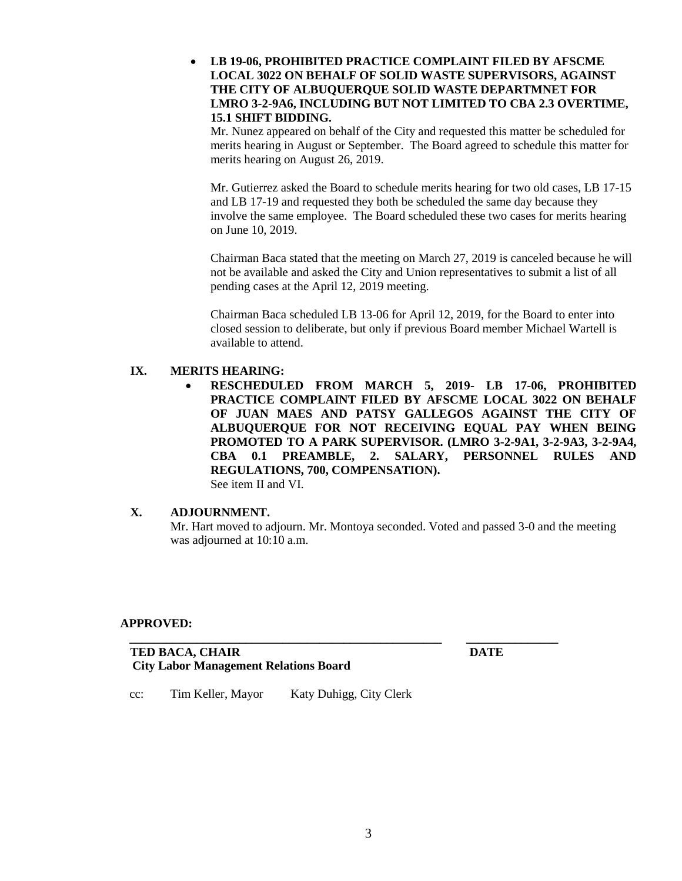- **LB 19-06, PROHIBITED PRACTICE COMPLAINT FILED BY AFSCME LOCAL 3022 ON BEHALF OF SOLID WASTE SUPERVISORS, AGAINST THE CITY OF ALBUQUERQUE SOLID WASTE DEPARTMNET FOR LMRO 3-2-9A6, INCLUDING BUT NOT LIMITED TO CBA 2.3 OVERTIME, 15.1 SHIFT BIDDING.**

  Mr. Nunez appeared on behalf of the City and requested this matter be scheduled for merits hearing in August or September. The Board agreed to schedule this matter for merits hearing on August 26, 2019.

  Mr. Gutierrez asked the Board to schedule merits hearing for two old cases, LB 17-15 and LB 17-19 and requested they both be scheduled the same day because they involve the same employee. The Board scheduled these two cases for merits hearing on June 10, 2019.

  Chairman Baca stated that the meeting on March 27, 2019 is canceled because he will not be available and asked the City and Union representatives to submit a list of all pending cases at the April 12, 2019 meeting.

  Chairman Baca scheduled LB 13-06 for April 12, 2019, for the Board to enter into closed session to deliberate, but only if previous Board member Michael Wartell is available to attend.

## IX. MERITS HEARING:

- **RESCHEDULED FROM MARCH 5, 2019- LB 17-06, PROHIBITED PRACTICE COMPLAINT FILED BY AFSCME LOCAL 3022 ON BEHALF OF JUAN MAES AND PATSY GALLEGOS AGAINST THE CITY OF ALBUQUERQUE FOR NOT RECEIVING EQUAL PAY WHEN BEING PROMOTED TO A PARK SUPERVISOR. (LMRO 3-2-9A1, 3-2-9A3, 3-2-9A4, CBA 0.1 PREAMBLE, 2. SALARY, PERSONNEL RULES AND REGULATIONS, 700, COMPENSATION).**

  See item II and VI.

## X. ADJOURNMENT.

Mr. Hart moved to adjourn. Mr. Montoya seconded. Voted and passed 3-0 and the meeting was adjourned at 10:10 a.m.

**APPROVED:**

_______________________________________________________ _______________

**TED BACA, CHAIR** **DATE**
**City Labor Management Relations Board**

cc: Tim Keller, Mayor Katy Duhigg, City Clerk